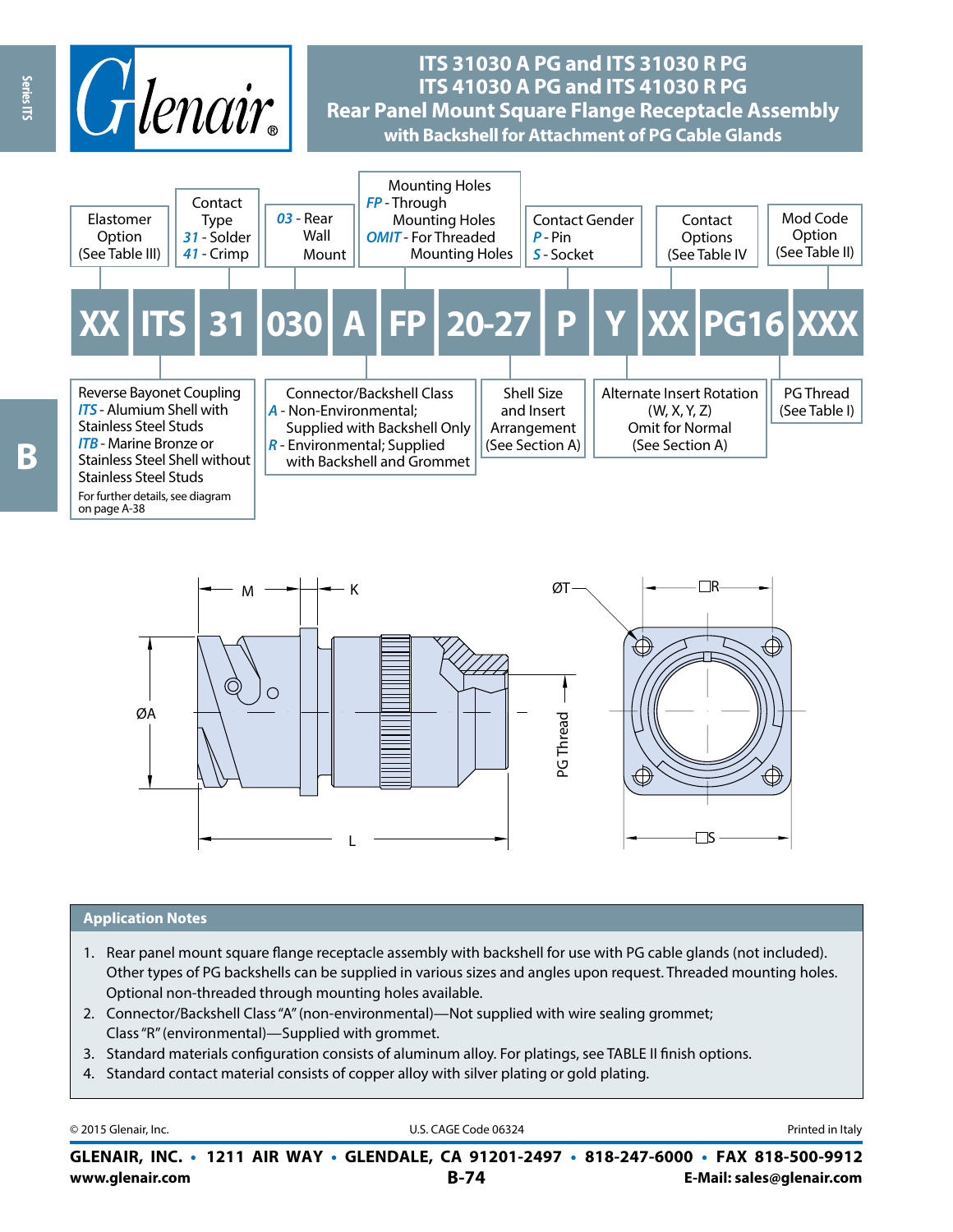# ITS 31030 A PG and ITS 31030 R PG
# ITS 41030 A PG and ITS 41030 R PG
## Rear Panel Mount Square Flange Receptacle Assembly
### with Backshell for Attachment of PG Cable Glands

| XX | ITS | 31 | 030 | A | FP | 20-27 | P | Y | XX | PG16 | XXX |
|---|---|---|---|---|---|---|---|---|---|---|---|

- **XX** – Elastomer Option (See Table III)
- **ITS** – Reverse Bayonet Coupling
  - *ITS* - Alumium Shell with Stainless Steel Studs
  - *ITB* - Marine Bronze or Stainless Steel Shell without Stainless Steel Studs
  - For further details, see diagram on page A-38
- **31** – Contact Type
  - *31* - Solder
  - *41* - Crimp
- **030** – *03* - Rear Wall Mount
- **A** – Connector/Backshell Class
  - *A* - Non-Environmental; Supplied with Backshell Only
  - *R* - Environmental; Supplied with Backshell and Grommet
- **FP** – Mounting Holes
  - *FP* - Through Mounting Holes
  - *OMIT* - For Threaded Mounting Holes
- **20-27** – Shell Size and Insert Arrangement (See Section A)
- **P** – Contact Gender
  - *P* - Pin
  - *S* - Socket
- **Y** – Alternate Insert Rotation (W, X, Y, Z) Omit for Normal (See Section A)
- **XX** – Contact Options (See Table IV
- **PG16** – PG Thread (See Table I)
- **XXX** – Mod Code Option (See Table II)

M, K, ØA, L, PG Thread, ØT, □R, □S

## Application Notes

1. Rear panel mount square flange receptacle assembly with backshell for use with PG cable glands (not included). Other types of PG backshells can be supplied in various sizes and angles upon request. Threaded mounting holes. Optional non-threaded through mounting holes available.
2. Connector/Backshell Class "A" (non-environmental)—Not supplied with wire sealing grommet; Class "R" (environmental)—Supplied with grommet.
3. Standard materials configuration consists of aluminum alloy. For platings, see TABLE II finish options.
4. Standard contact material consists of copper alloy with silver plating or gold plating.

© 2015 Glenair, Inc. U.S. CAGE Code 06324 Printed in Italy

**GLENAIR, INC. • 1211 AIR WAY • GLENDALE, CA 91201-2497 • 818-247-6000 • FAX 818-500-9912**
**www.glenair.com** **B-74** **E-Mail: sales@glenair.com**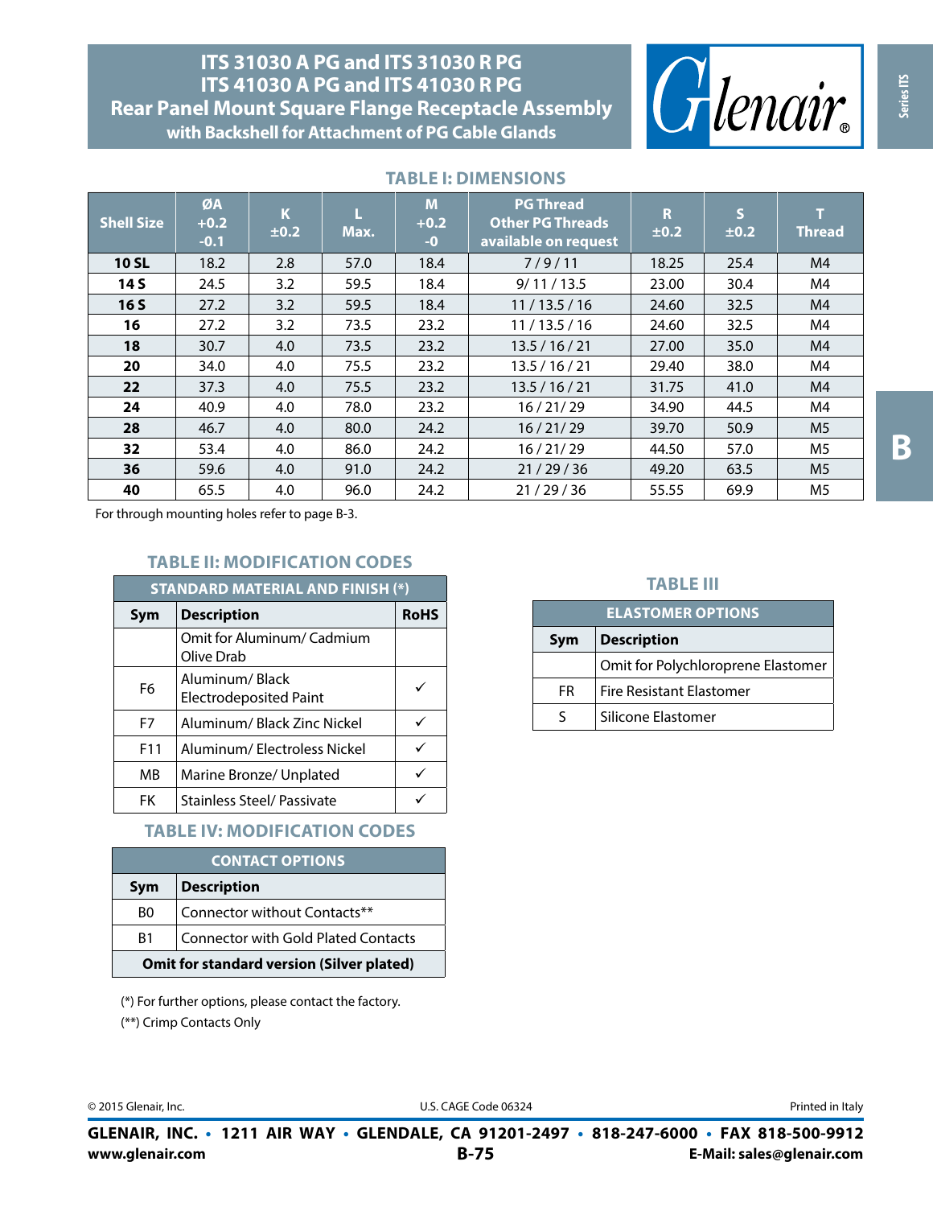# ITS 31030 A PG and ITS 31030 R PG
# ITS 41030 A PG and ITS 41030 R PG
# Rear Panel Mount Square Flange Receptacle Assembly
## with Backshell for Attachment of PG Cable Glands

### TABLE I: DIMENSIONS

| Shell Size | ØA +0.2 -0.1 | K ±0.2 | L Max. | M +0.2 -0 | PG Thread Other PG Threads available on request | R ±0.2 | S ±0.2 | T Thread |
|---|---|---|---|---|---|---|---|---|
| **10 SL** | 18.2 | 2.8 | 57.0 | 18.4 | 7 / 9 / 11 | 18.25 | 25.4 | M4 |
| **14 S** | 24.5 | 3.2 | 59.5 | 18.4 | 9/ 11 / 13.5 | 23.00 | 30.4 | M4 |
| **16 S** | 27.2 | 3.2 | 59.5 | 18.4 | 11 / 13.5 / 16 | 24.60 | 32.5 | M4 |
| **16** | 27.2 | 3.2 | 73.5 | 23.2 | 11 / 13.5 / 16 | 24.60 | 32.5 | M4 |
| **18** | 30.7 | 4.0 | 73.5 | 23.2 | 13.5 / 16 / 21 | 27.00 | 35.0 | M4 |
| **20** | 34.0 | 4.0 | 75.5 | 23.2 | 13.5 / 16 / 21 | 29.40 | 38.0 | M4 |
| **22** | 37.3 | 4.0 | 75.5 | 23.2 | 13.5 / 16 / 21 | 31.75 | 41.0 | M4 |
| **24** | 40.9 | 4.0 | 78.0 | 23.2 | 16 / 21/ 29 | 34.90 | 44.5 | M4 |
| **28** | 46.7 | 4.0 | 80.0 | 24.2 | 16 / 21/ 29 | 39.70 | 50.9 | M5 |
| **32** | 53.4 | 4.0 | 86.0 | 24.2 | 16 / 21/ 29 | 44.50 | 57.0 | M5 |
| **36** | 59.6 | 4.0 | 91.0 | 24.2 | 21 / 29 / 36 | 49.20 | 63.5 | M5 |
| **40** | 65.5 | 4.0 | 96.0 | 24.2 | 21 / 29 / 36 | 55.55 | 69.9 | M5 |

For through mounting holes refer to page B-3.

### TABLE II: MODIFICATION CODES

| STANDARD MATERIAL AND FINISH (*) | | |
|---|---|---|
| **Sym** | **Description** | **RoHS** |
| | Omit for Aluminum/ Cadmium Olive Drab | |
| F6 | Aluminum/ Black Electrodeposited Paint | ✓ |
| F7 | Aluminum/ Black Zinc Nickel | ✓ |
| F11 | Aluminum/ Electroless Nickel | ✓ |
| MB | Marine Bronze/ Unplated | ✓ |
| FK | Stainless Steel/ Passivate | ✓ |

### TABLE III

| ELASTOMER OPTIONS | |
|---|---|
| **Sym** | **Description** |
| | Omit for Polychloroprene Elastomer |
| FR | Fire Resistant Elastomer |
| S | Silicone Elastomer |

### TABLE IV: MODIFICATION CODES

| CONTACT OPTIONS | |
|---|---|
| **Sym** | **Description** |
| B0 | Connector without Contacts** |
| B1 | Connector with Gold Plated Contacts |
| **Omit for standard version (Silver plated)** | |

(*) For further options, please contact the factory.

(**) Crimp Contacts Only